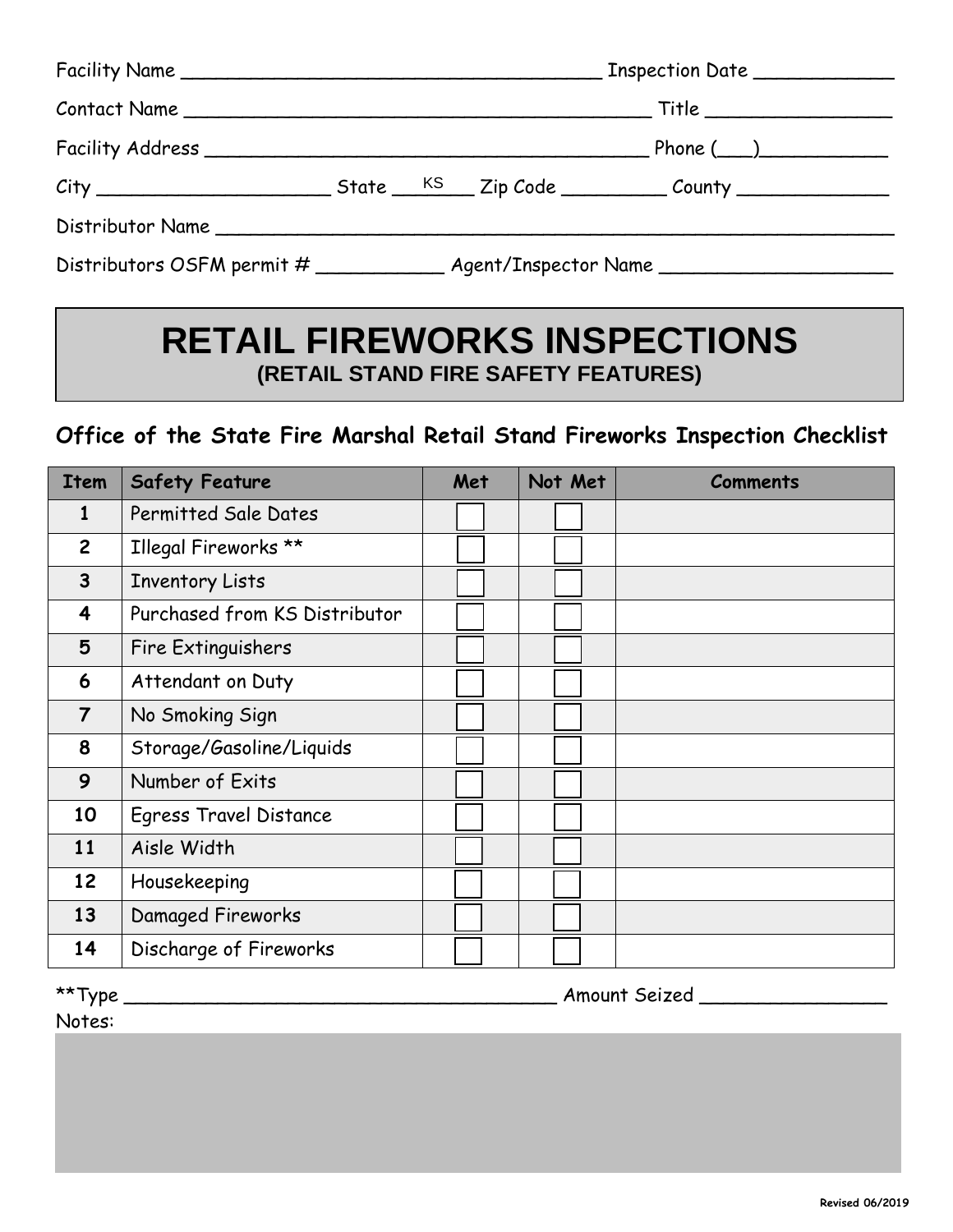Facility Name ____________________________________ Inspection Date ____________

Contact Name ________________________________________ Title ________________

Facility Address ______________________________________ Phone (___)___________

City ____________________ State ___KS___ Zip Code _________ County _____________

Distributor Name ______________________________________________________________

Distributors OSFM permit # ___________ Agent/Inspector Name ____________________

# RETAIL FIREWORKS INSPECTIONS

## (RETAIL STAND FIRE SAFETY FEATURES)

### Office of the State Fire Marshal Retail Stand Fireworks Inspection Checklist

| Item | Safety Feature | Met | Not Met | Comments |
|---|---|---|---|---|
| 1 | Permitted Sale Dates | ☐ | ☐ | |
| 2 | Illegal Fireworks ** | ☐ | ☐ | |
| 3 | Inventory Lists | ☐ | ☐ | |
| 4 | Purchased from KS Distributor | ☐ | ☐ | |
| 5 | Fire Extinguishers | ☐ | ☐ | |
| 6 | Attendant on Duty | ☐ | ☐ | |
| 7 | No Smoking Sign | ☐ | ☐ | |
| 8 | Storage/Gasoline/Liquids | ☐ | ☐ | |
| 9 | Number of Exits | ☐ | ☐ | |
| 10 | Egress Travel Distance | ☐ | ☐ | |
| 11 | Aisle Width | ☐ | ☐ | |
| 12 | Housekeeping | ☐ | ☐ | |
| 13 | Damaged Fireworks | ☐ | ☐ | |
| 14 | Discharge of Fireworks | ☐ | ☐ | |

**Type _____________________________________ Amount Seized ________________

Notes:

Revised 06/2019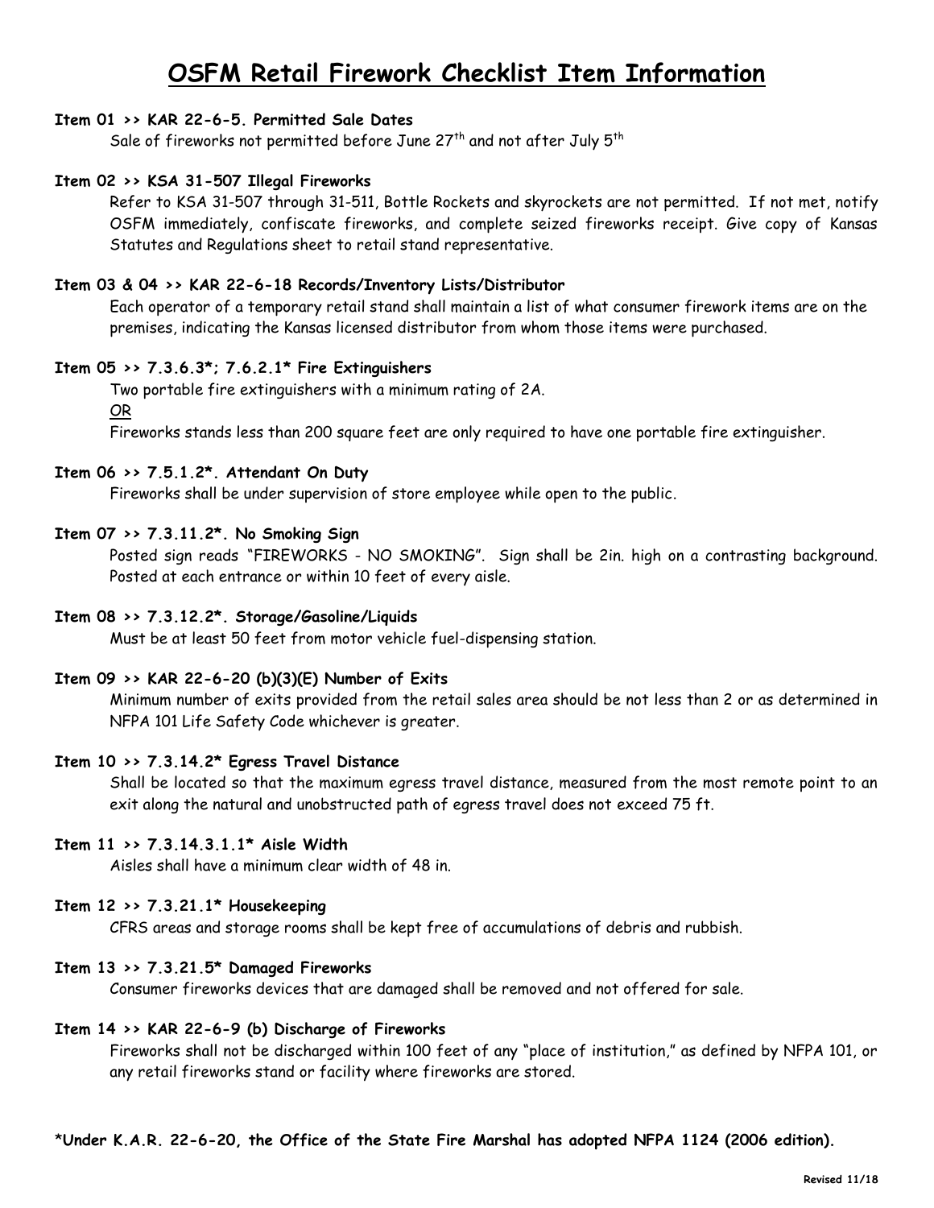# OSFM Retail Firework Checklist Item Information

**Item 01 >> KAR 22-6-5. Permitted Sale Dates**

Sale of fireworks not permitted before June 27th and not after July 5th

**Item 02 >> KSA 31-507 Illegal Fireworks**

Refer to KSA 31-507 through 31-511, Bottle Rockets and skyrockets are not permitted. If not met, notify OSFM immediately, confiscate fireworks, and complete seized fireworks receipt. Give copy of Kansas Statutes and Regulations sheet to retail stand representative.

**Item 03 & 04 >> KAR 22-6-18 Records/Inventory Lists/Distributor**

Each operator of a temporary retail stand shall maintain a list of what consumer firework items are on the premises, indicating the Kansas licensed distributor from whom those items were purchased.

**Item 05 >> 7.3.6.3*; 7.6.2.1* Fire Extinguishers**

Two portable fire extinguishers with a minimum rating of 2A.

OR

Fireworks stands less than 200 square feet are only required to have one portable fire extinguisher.

**Item 06 >> 7.5.1.2*. Attendant On Duty**

Fireworks shall be under supervision of store employee while open to the public.

**Item 07 >> 7.3.11.2*. No Smoking Sign**

Posted sign reads "FIREWORKS - NO SMOKING". Sign shall be 2in. high on a contrasting background. Posted at each entrance or within 10 feet of every aisle.

**Item 08 >> 7.3.12.2*. Storage/Gasoline/Liquids**

Must be at least 50 feet from motor vehicle fuel-dispensing station.

**Item 09 >> KAR 22-6-20 (b)(3)(E) Number of Exits**

Minimum number of exits provided from the retail sales area should be not less than 2 or as determined in NFPA 101 Life Safety Code whichever is greater.

**Item 10 >> 7.3.14.2* Egress Travel Distance**

Shall be located so that the maximum egress travel distance, measured from the most remote point to an exit along the natural and unobstructed path of egress travel does not exceed 75 ft.

**Item 11 >> 7.3.14.3.1.1* Aisle Width**

Aisles shall have a minimum clear width of 48 in.

**Item 12 >> 7.3.21.1* Housekeeping**

CFRS areas and storage rooms shall be kept free of accumulations of debris and rubbish.

**Item 13 >> 7.3.21.5* Damaged Fireworks**

Consumer fireworks devices that are damaged shall be removed and not offered for sale.

**Item 14 >> KAR 22-6-9 (b) Discharge of Fireworks**

Fireworks shall not be discharged within 100 feet of any "place of institution," as defined by NFPA 101, or any retail fireworks stand or facility where fireworks are stored.

***Under K.A.R. 22-6-20, the Office of the State Fire Marshal has adopted NFPA 1124 (2006 edition).**

Revised 11/18